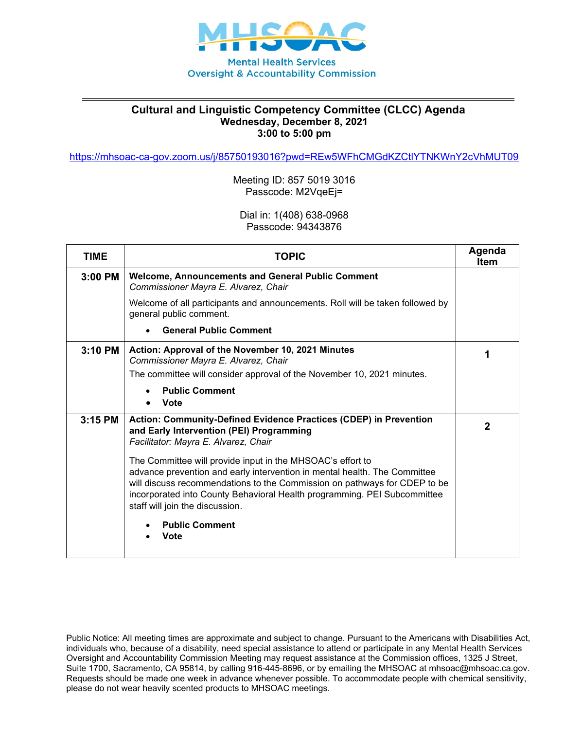MHSOAC

Mental Health Services
Oversight & Accountability Commission

# Cultural and Linguistic Competency Committee (CLCC) Agenda

**Wednesday, December 8, 2021**
**3:00 to 5:00 pm**

https://mhsoac-ca-gov.zoom.us/j/85750193016?pwd=REw5WFhCMGdKZCtlYTNKWnY2cVhMUT09

Meeting ID: 857 5019 3016
Passcode: M2VqeEj=

Dial in: 1(408) 638-0968
Passcode: 94343876

| TIME | TOPIC | Agenda Item |
|---|---|---|
| **3:00 PM** | **Welcome, Announcements and General Public Comment**<br>*Commissioner Mayra E. Alvarez, Chair*<br>Welcome of all participants and announcements. Roll will be taken followed by general public comment.<br>• **General Public Comment** | |
| **3:10 PM** | **Action: Approval of the November 10, 2021 Minutes**<br>*Commissioner Mayra E. Alvarez, Chair*<br>The committee will consider approval of the November 10, 2021 minutes.<br>• **Public Comment**<br>• **Vote** | **1** |
| **3:15 PM** | **Action: Community-Defined Evidence Practices (CDEP) in Prevention and Early Intervention (PEI) Programming**<br>*Facilitator: Mayra E. Alvarez, Chair*<br>The Committee will provide input in the MHSOAC's effort to advance prevention and early intervention in mental health. The Committee will discuss recommendations to the Commission on pathways for CDEP to be incorporated into County Behavioral Health programming. PEI Subcommittee staff will join the discussion.<br>• **Public Comment**<br>• **Vote** | **2** |

Public Notice: All meeting times are approximate and subject to change. Pursuant to the Americans with Disabilities Act, individuals who, because of a disability, need special assistance to attend or participate in any Mental Health Services Oversight and Accountability Commission Meeting may request assistance at the Commission offices, 1325 J Street, Suite 1700, Sacramento, CA 95814, by calling 916-445-8696, or by emailing the MHSOAC at mhsoac@mhsoac.ca.gov. Requests should be made one week in advance whenever possible. To accommodate people with chemical sensitivity, please do not wear heavily scented products to MHSOAC meetings.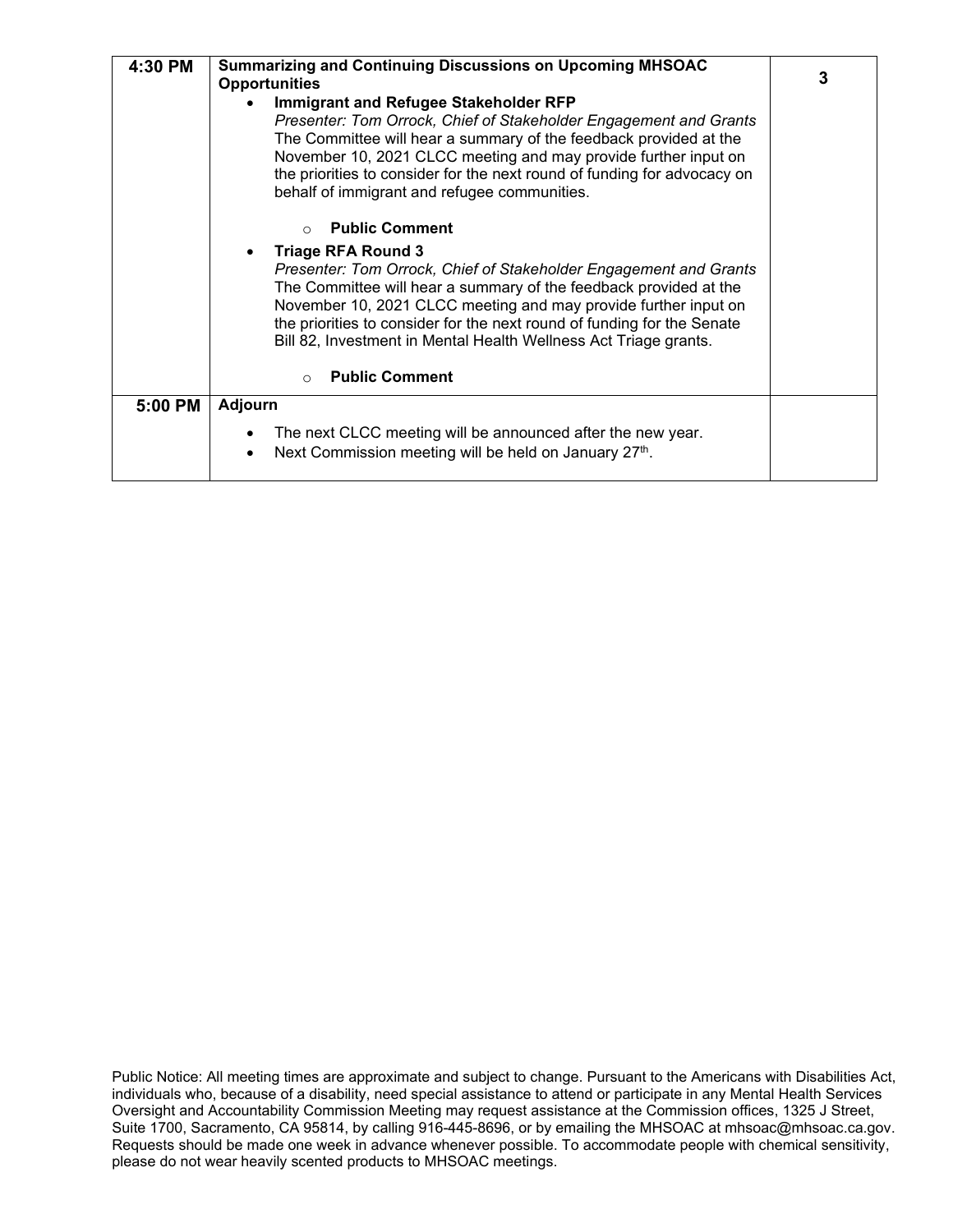| | | |
|---|---|---|
| **4:30 PM** | **Summarizing and Continuing Discussions on Upcoming MHSOAC Opportunities**<br>• **Immigrant and Refugee Stakeholder RFP**<br>*Presenter: Tom Orrock, Chief of Stakeholder Engagement and Grants*<br>The Committee will hear a summary of the feedback provided at the November 10, 2021 CLCC meeting and may provide further input on the priorities to consider for the next round of funding for advocacy on behalf of immigrant and refugee communities.<br>○ **Public Comment**<br>• **Triage RFA Round 3**<br>*Presenter: Tom Orrock, Chief of Stakeholder Engagement and Grants*<br>The Committee will hear a summary of the feedback provided at the November 10, 2021 CLCC meeting and may provide further input on the priorities to consider for the next round of funding for the Senate Bill 82, Investment in Mental Health Wellness Act Triage grants.<br>○ **Public Comment** | **3** |
| **5:00 PM** | **Adjourn**<br>• The next CLCC meeting will be announced after the new year.<br>• Next Commission meeting will be held on January 27th. | |

Public Notice: All meeting times are approximate and subject to change. Pursuant to the Americans with Disabilities Act, individuals who, because of a disability, need special assistance to attend or participate in any Mental Health Services Oversight and Accountability Commission Meeting may request assistance at the Commission offices, 1325 J Street, Suite 1700, Sacramento, CA 95814, by calling 916-445-8696, or by emailing the MHSOAC at mhsoac@mhsoac.ca.gov. Requests should be made one week in advance whenever possible. To accommodate people with chemical sensitivity, please do not wear heavily scented products to MHSOAC meetings.